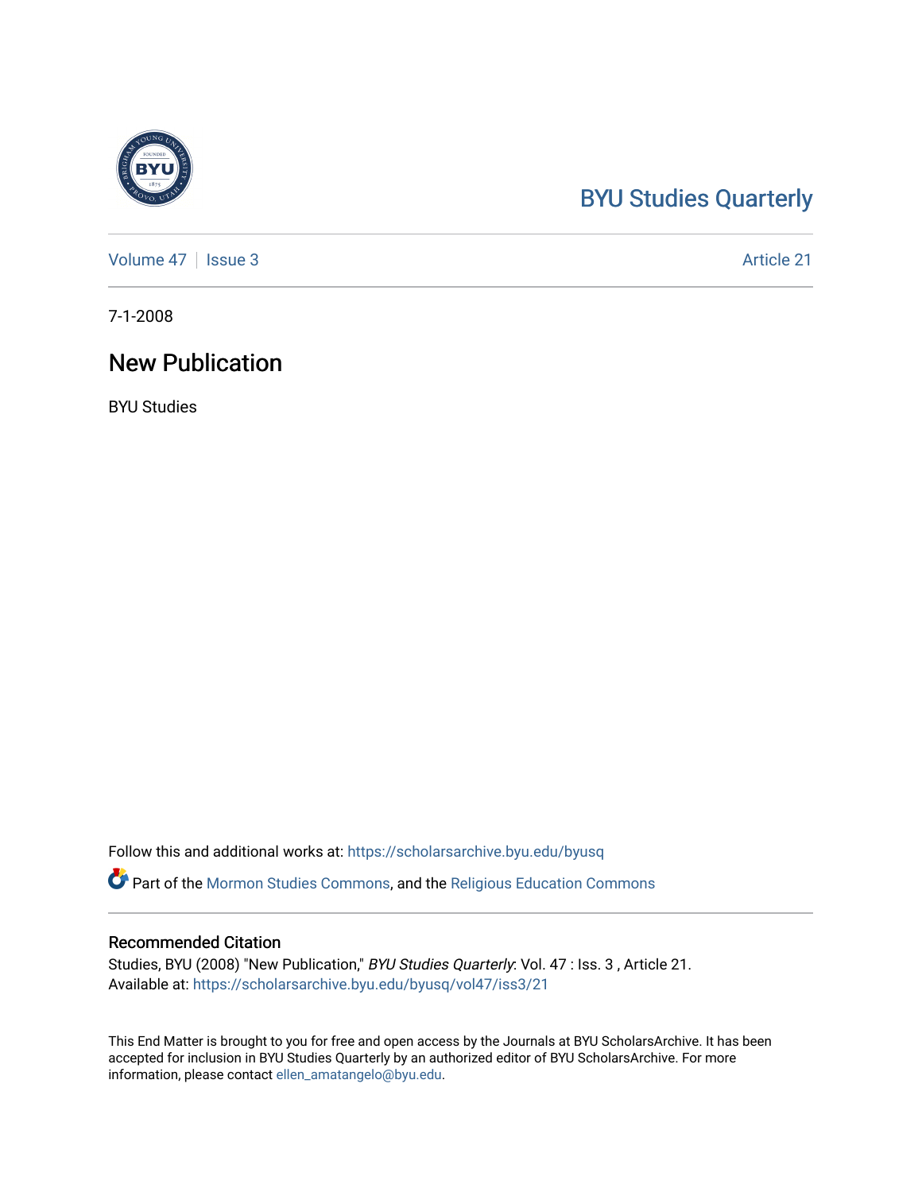BYU Studies Quarterly

Volume 47 | Issue 3 Article 21

7-1-2008

# New Publication

BYU Studies

Follow this and additional works at: https://scholarsarchive.byu.edu/byusq

Part of the Mormon Studies Commons, and the Religious Education Commons

## Recommended Citation

Studies, BYU (2008) "New Publication," *BYU Studies Quarterly*: Vol. 47 : Iss. 3 , Article 21.
Available at: https://scholarsarchive.byu.edu/byusq/vol47/iss3/21

This End Matter is brought to you for free and open access by the Journals at BYU ScholarsArchive. It has been accepted for inclusion in BYU Studies Quarterly by an authorized editor of BYU ScholarsArchive. For more information, please contact ellen_amatangelo@byu.edu.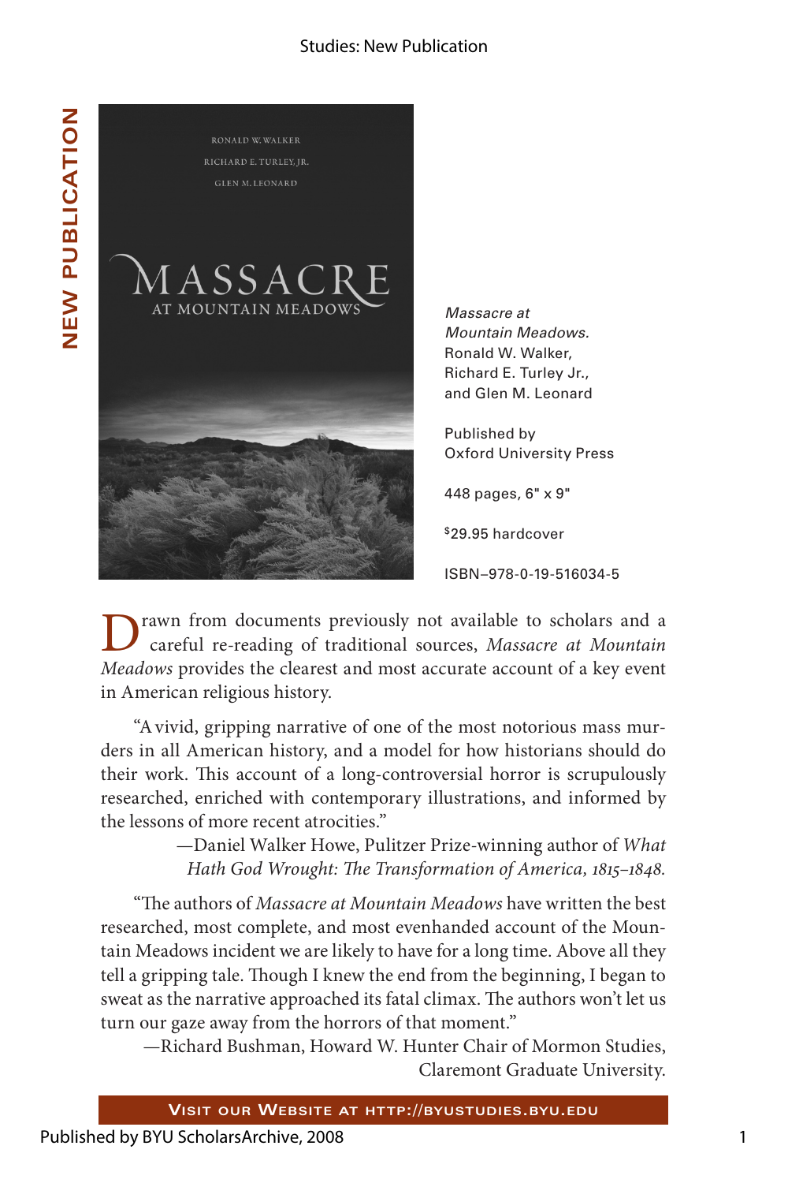NEW PUBLICATION

*Massacre at Mountain Meadows.* Ronald W. Walker, Richard E. Turley Jr., and Glen M. Leonard

Published by Oxford University Press

448 pages, 6" x 9"

$29.95 hardcover

ISBN–978-0-19-516034-5

Drawn from documents previously not available to scholars and a careful re-reading of traditional sources, *Massacre at Mountain Meadows* provides the clearest and most accurate account of a key event in American religious history.

"A vivid, gripping narrative of one of the most notorious mass murders in all American history, and a model for how historians should do their work. This account of a long-controversial horror is scrupulously researched, enriched with contemporary illustrations, and informed by the lessons of more recent atrocities."

—Daniel Walker Howe, Pulitzer Prize-winning author of *What Hath God Wrought: The Transformation of America, 1815–1848.*

"The authors of *Massacre at Mountain Meadows* have written the best researched, most complete, and most evenhanded account of the Mountain Meadows incident we are likely to have for a long time. Above all they tell a gripping tale. Though I knew the end from the beginning, I began to sweat as the narrative approached its fatal climax. The authors won't let us turn our gaze away from the horrors of that moment."

—Richard Bushman, Howard W. Hunter Chair of Mormon Studies, Claremont Graduate University.

Visit our Website at http://byustudies.byu.edu